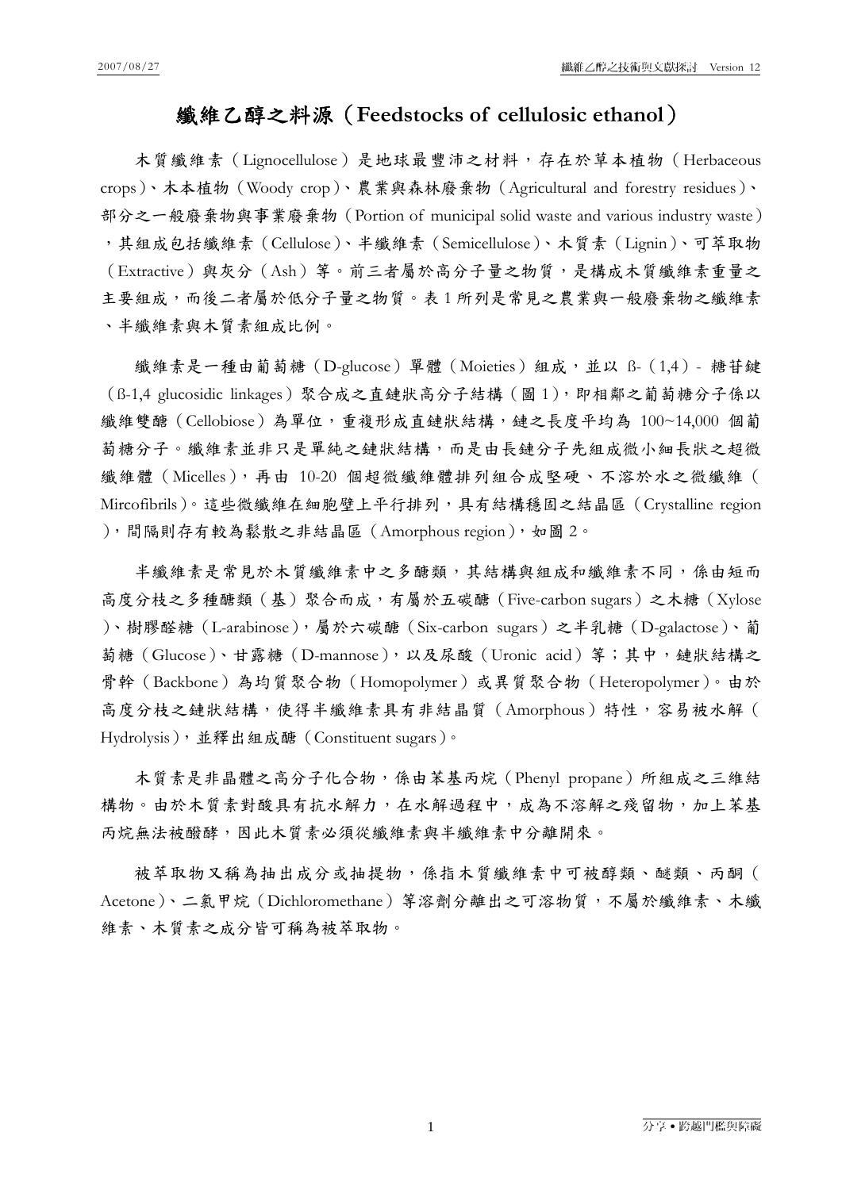# 纖維乙醇之料源（Feedstocks of cellulosic ethanol）

木質纖維素（Lignocellulose）是地球最豐沛之材料，存在於草本植物（Herbaceous crops）、木本植物（Woody crop）、農業與森林廢棄物（Agricultural and forestry residues）、部分之一般廢棄物與事業廢棄物（Portion of municipal solid waste and various industry waste），其組成包括纖維素（Cellulose）、半纖維素（Semicellulose）、木質素（Lignin）、可萃取物（Extractive）與灰分（Ash）等。前三者屬於高分子量之物質，是構成木質纖維素重量之主要組成，而後二者屬於低分子量之物質。表 1 所列是常見之農業與一般廢棄物之纖維素、半纖維素與木質素組成比例。

纖維素是一種由葡萄糖（D-glucose）單體（Moieties）組成，並以 ß-（1,4）- 糖苷鍵（ß-1,4 glucosidic linkages）聚合成之直鏈狀高分子結構（圖 1），即相鄰之葡萄糖分子係以纖維雙醣（Cellobiose）為單位，重複形成直鏈狀結構，鏈之長度平均為 100~14,000 個葡萄糖分子。纖維素並非只是單純之鏈狀結構，而是由長鏈分子先組成微小細長狀之超微纖維體（Micelles），再由 10-20 個超微纖維體排列組合成堅硬、不溶於水之微纖維（Mircofibrils）。這些微纖維在細胞壁上平行排列，具有結構穩固之結晶區（Crystalline region），間隔則存有較為鬆散之非結晶區（Amorphous region），如圖 2。

半纖維素是常見於木質纖維素中之多醣類，其結構與組成和纖維素不同，係由短而高度分枝之多種醣類（基）聚合而成，有屬於五碳醣（Five-carbon sugars）之木糖（Xylose）、樹膠醛糖（L-arabinose），屬於六碳醣（Six-carbon sugars）之半乳糖（D-galactose）、葡萄糖（Glucose）、甘露糖（D-mannose），以及尿酸（Uronic acid）等；其中，鏈狀結構之骨幹（Backbone）為均質聚合物（Homopolymer）或異質聚合物（Heteropolymer）。由於高度分枝之鏈狀結構，使得半纖維素具有非結晶質（Amorphous）特性，容易被水解（Hydrolysis），並釋出組成醣（Constituent sugars）。

木質素是非晶體之高分子化合物，係由苯基丙烷（Phenyl propane）所組成之三維結構物。由於木質素對酸具有抗水解力，在水解過程中，成為不溶解之殘留物，加上苯基丙烷無法被醱酵，因此木質素必須從纖維素與半纖維素中分離開來。

被萃取物又稱為抽出成分或抽提物，係指木質纖維素中可被醇類、醚類、丙酮（Acetone）、二氯甲烷（Dichloromethane）等溶劑分離出之可溶物質，不屬於纖維素、木纖維素、木質素之成分皆可稱為被萃取物。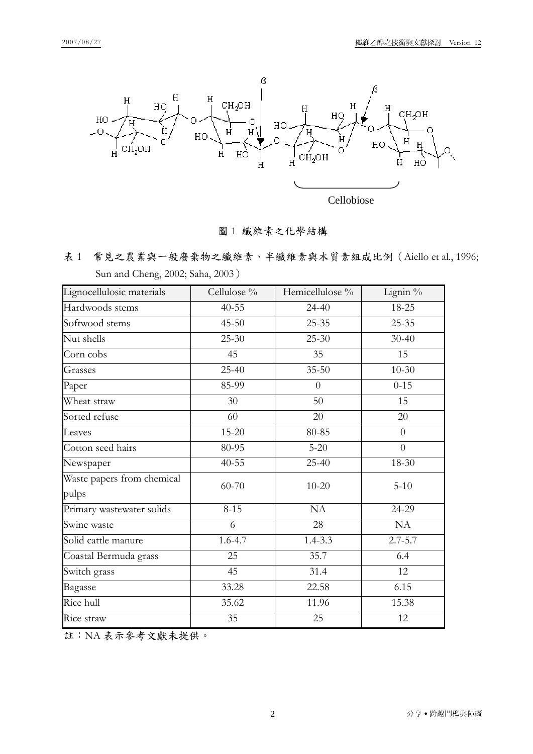圖 1 纖維素之化學結構

表 1　常見之農業與一般廢棄物之纖維素、半纖維素與木質素組成比例（Aiello et al., 1996; Sun and Cheng, 2002; Saha, 2003）

| Lignocellulosic materials | Cellulose % | Hemicellulose % | Lignin % |
|---|---|---|---|
| Hardwoods stems | 40-55 | 24-40 | 18-25 |
| Softwood stems | 45-50 | 25-35 | 25-35 |
| Nut shells | 25-30 | 25-30 | 30-40 |
| Corn cobs | 45 | 35 | 15 |
| Grasses | 25-40 | 35-50 | 10-30 |
| Paper | 85-99 | 0 | 0-15 |
| Wheat straw | 30 | 50 | 15 |
| Sorted refuse | 60 | 20 | 20 |
| Leaves | 15-20 | 80-85 | 0 |
| Cotton seed hairs | 80-95 | 5-20 | 0 |
| Newspaper | 40-55 | 25-40 | 18-30 |
| Waste papers from chemical pulps | 60-70 | 10-20 | 5-10 |
| Primary wastewater solids | 8-15 | NA | 24-29 |
| Swine waste | 6 | 28 | NA |
| Solid cattle manure | 1.6-4.7 | 1.4-3.3 | 2.7-5.7 |
| Coastal Bermuda grass | 25 | 35.7 | 6.4 |
| Switch grass | 45 | 31.4 | 12 |
| Bagasse | 33.28 | 22.58 | 6.15 |
| Rice hull | 35.62 | 11.96 | 15.38 |
| Rice straw | 35 | 25 | 12 |

註：NA 表示參考文獻未提供。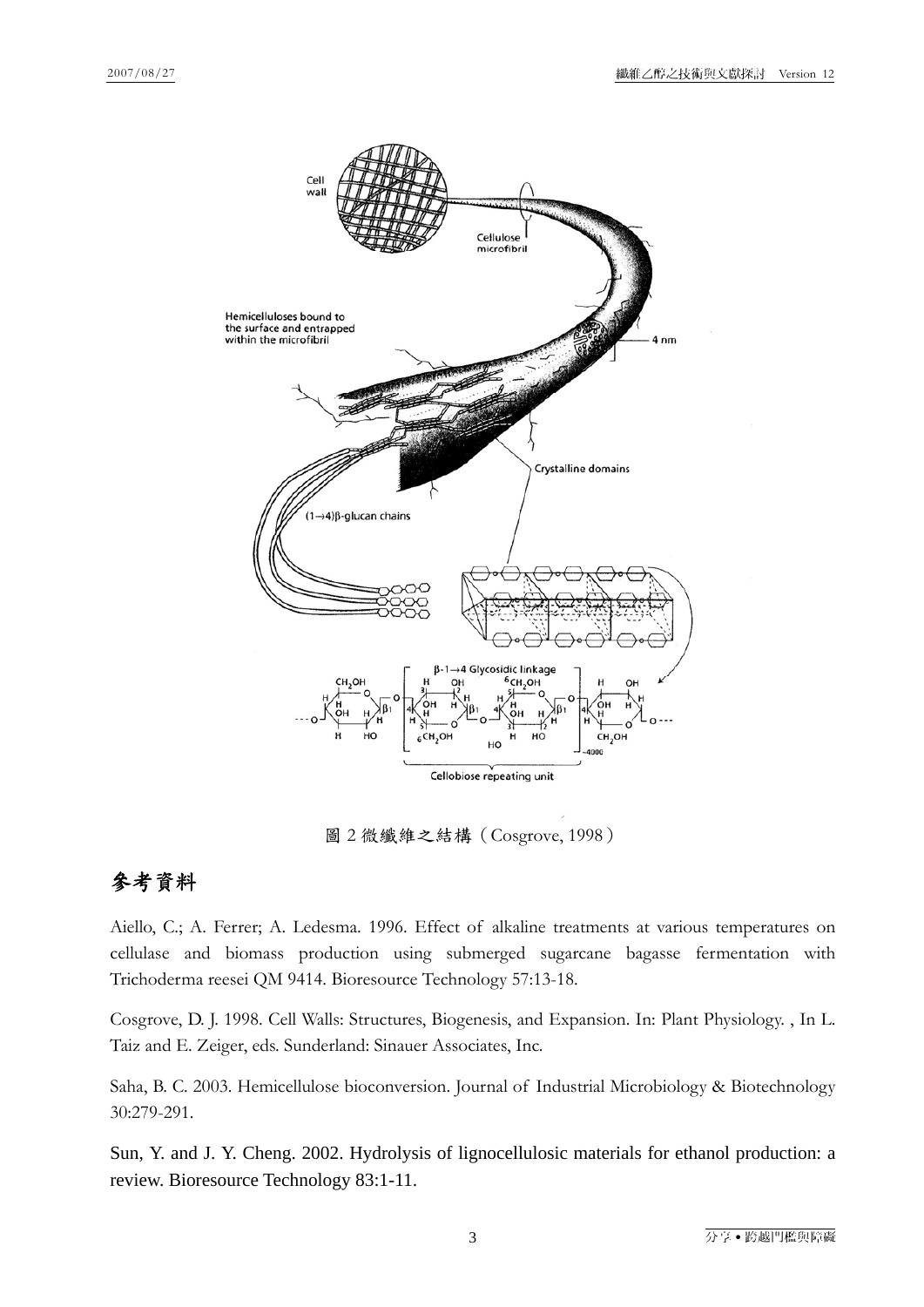Cell wall

Cellulose microfibril

Hemicelluloses bound to the surface and entrapped within the microfibril

4 nm

Crystalline domains

(1→4)β-glucan chains

β-1→4 Glycosidic linkage

Cellobiose repeating unit

~4000

圖 2 微纖維之結構（Cosgrove, 1998）

## 參考資料

Aiello, C.; A. Ferrer; A. Ledesma. 1996. Effect of alkaline treatments at various temperatures on cellulase and biomass production using submerged sugarcane bagasse fermentation with Trichoderma reesei QM 9414. Bioresource Technology 57:13-18.

Cosgrove, D. J. 1998. Cell Walls: Structures, Biogenesis, and Expansion. In: Plant Physiology. , In L. Taiz and E. Zeiger, eds. Sunderland: Sinauer Associates, Inc.

Saha, B. C. 2003. Hemicellulose bioconversion. Journal of Industrial Microbiology & Biotechnology 30:279-291.

Sun, Y. and J. Y. Cheng. 2002. Hydrolysis of lignocellulosic materials for ethanol production: a review. Bioresource Technology 83:1-11.